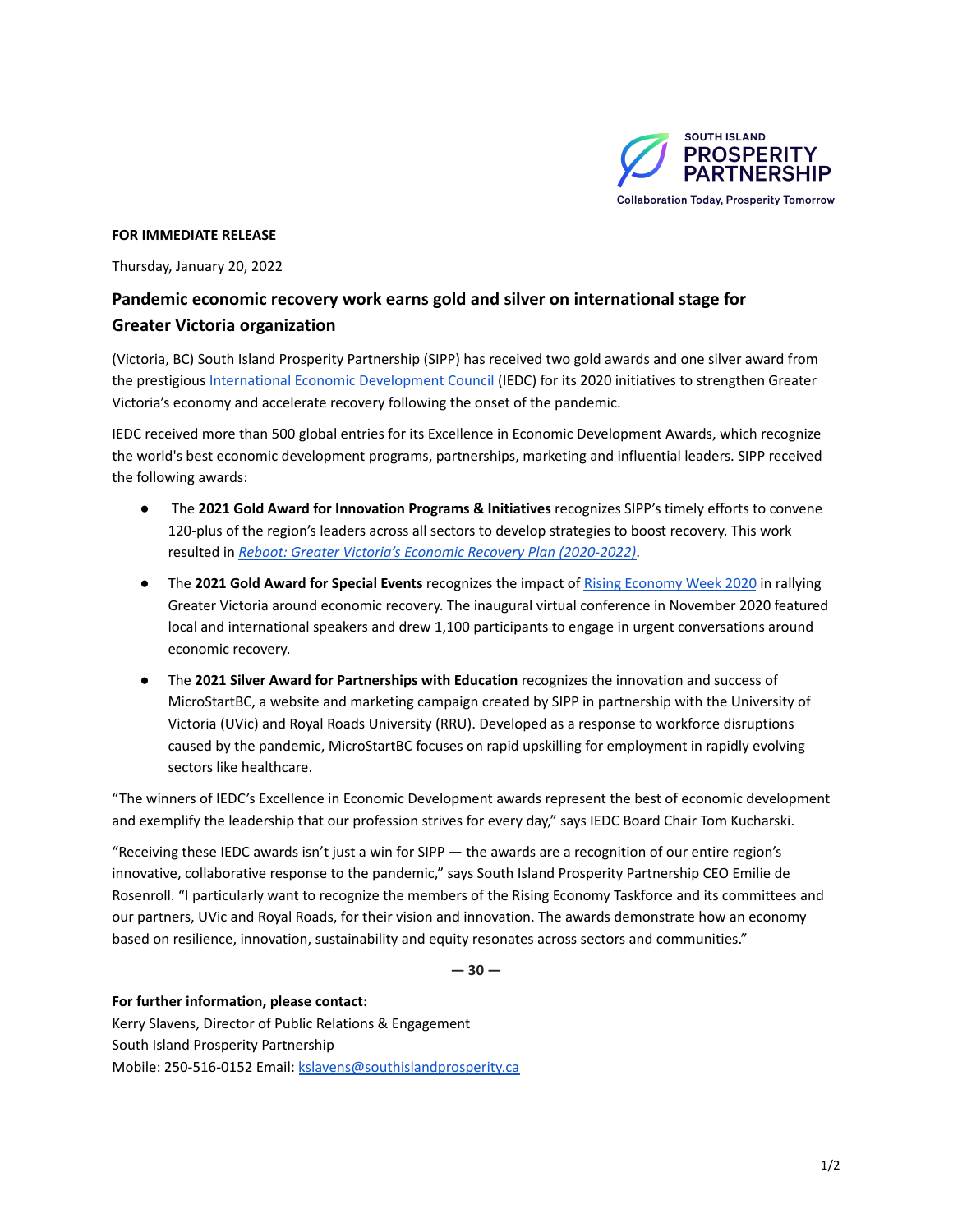SOUTH ISLAND
PROSPERITY
PARTNERSHIP
Collaboration Today, Prosperity Tomorrow

**FOR IMMEDIATE RELEASE**

Thursday, January 20, 2022

## Pandemic economic recovery work earns gold and silver on international stage for Greater Victoria organization

(Victoria, BC) South Island Prosperity Partnership (SIPP) has received two gold awards and one silver award from the prestigious International Economic Development Council (IEDC) for its 2020 initiatives to strengthen Greater Victoria's economy and accelerate recovery following the onset of the pandemic.

IEDC received more than 500 global entries for its Excellence in Economic Development Awards, which recognize the world's best economic development programs, partnerships, marketing and influential leaders. SIPP received the following awards:

- The **2021 Gold Award for Innovation Programs & Initiatives** recognizes SIPP's timely efforts to convene 120-plus of the region's leaders across all sectors to develop strategies to boost recovery. This work resulted in *Reboot: Greater Victoria's Economic Recovery Plan (2020-2022)*.
- The **2021 Gold Award for Special Events** recognizes the impact of Rising Economy Week 2020 in rallying Greater Victoria around economic recovery. The inaugural virtual conference in November 2020 featured local and international speakers and drew 1,100 participants to engage in urgent conversations around economic recovery.
- The **2021 Silver Award for Partnerships with Education** recognizes the innovation and success of MicroStartBC, a website and marketing campaign created by SIPP in partnership with the University of Victoria (UVic) and Royal Roads University (RRU). Developed as a response to workforce disruptions caused by the pandemic, MicroStartBC focuses on rapid upskilling for employment in rapidly evolving sectors like healthcare.

"The winners of IEDC's Excellence in Economic Development awards represent the best of economic development and exemplify the leadership that our profession strives for every day," says IEDC Board Chair Tom Kucharski.

"Receiving these IEDC awards isn't just a win for SIPP — the awards are a recognition of our entire region's innovative, collaborative response to the pandemic," says South Island Prosperity Partnership CEO Emilie de Rosenroll. "I particularly want to recognize the members of the Rising Economy Taskforce and its committees and our partners, UVic and Royal Roads, for their vision and innovation. The awards demonstrate how an economy based on resilience, innovation, sustainability and equity resonates across sectors and communities."

**— 30 —**

**For further information, please contact:**
Kerry Slavens, Director of Public Relations & Engagement
South Island Prosperity Partnership
Mobile: 250-516-0152 Email: kslavens@southislandprosperity.ca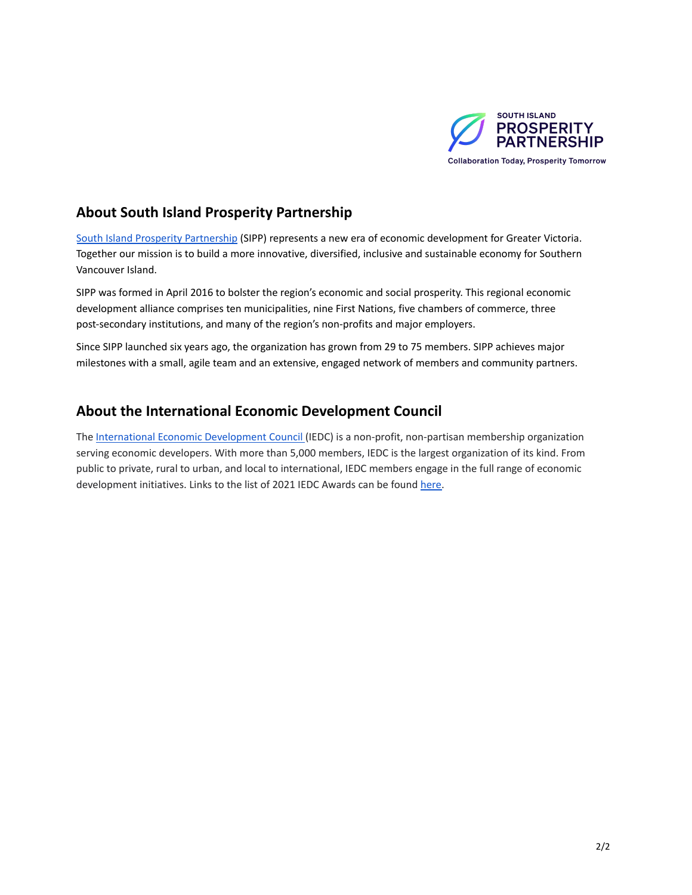SOUTH ISLAND PROSPERITY PARTNERSHIP

Collaboration Today, Prosperity Tomorrow

## About South Island Prosperity Partnership

South Island Prosperity Partnership (SIPP) represents a new era of economic development for Greater Victoria. Together our mission is to build a more innovative, diversified, inclusive and sustainable economy for Southern Vancouver Island.

SIPP was formed in April 2016 to bolster the region's economic and social prosperity. This regional economic development alliance comprises ten municipalities, nine First Nations, five chambers of commerce, three post-secondary institutions, and many of the region's non-profits and major employers.

Since SIPP launched six years ago, the organization has grown from 29 to 75 members. SIPP achieves major milestones with a small, agile team and an extensive, engaged network of members and community partners.

## About the International Economic Development Council

The International Economic Development Council (IEDC) is a non-profit, non-partisan membership organization serving economic developers. With more than 5,000 members, IEDC is the largest organization of its kind. From public to private, rural to urban, and local to international, IEDC members engage in the full range of economic development initiatives. Links to the list of 2021 IEDC Awards can be found here.